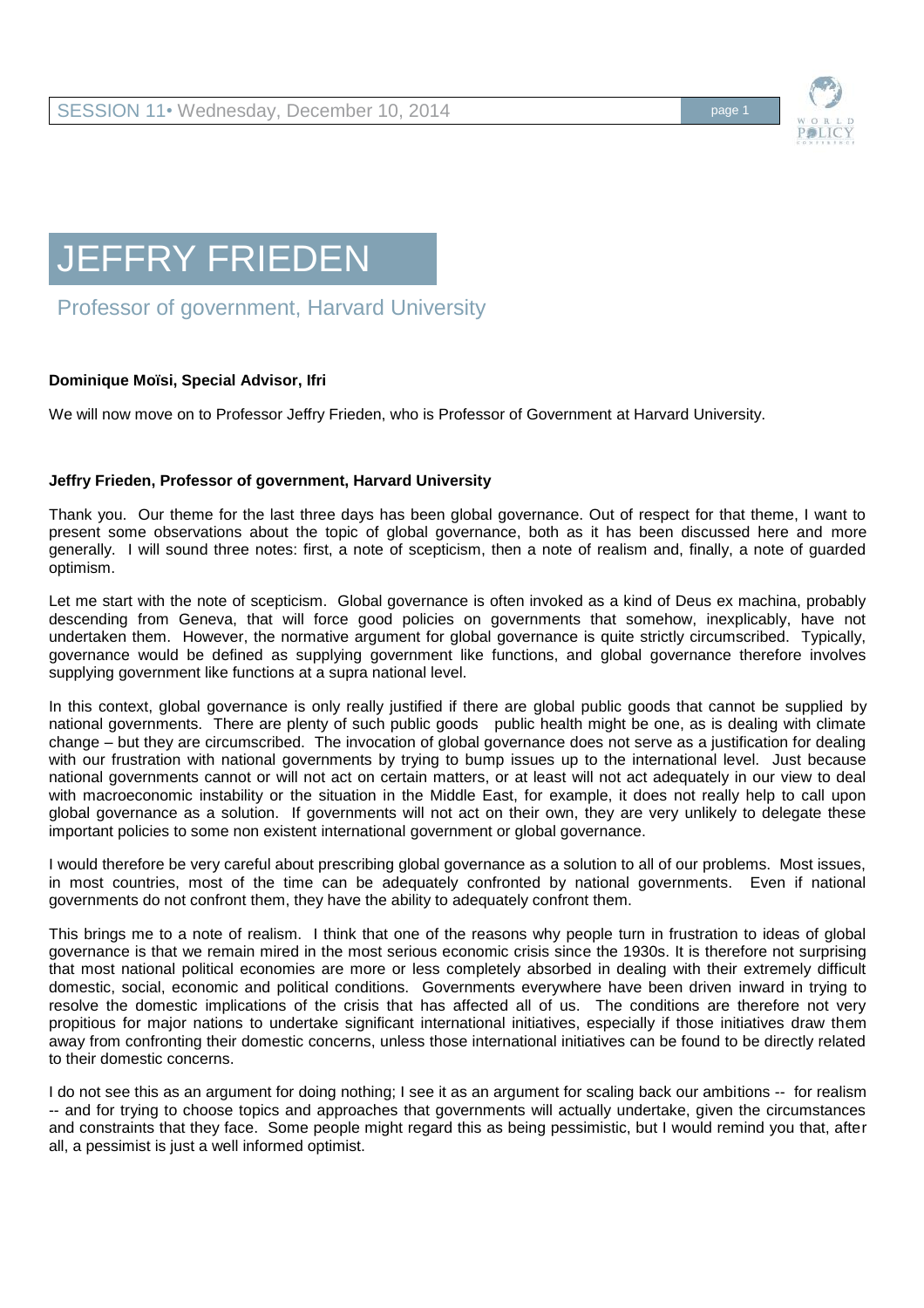# JEFFRY FRIEDEN

Professor of government, Harvard University

**Dominique Moïsi, Special Advisor, Ifri**

We will now move on to Professor Jeffry Frieden, who is Professor of Government at Harvard University.

**Jeffry Frieden, Professor of government, Harvard University**

Thank you. Our theme for the last three days has been global governance. Out of respect for that theme, I want to present some observations about the topic of global governance, both as it has been discussed here and more generally. I will sound three notes: first, a note of scepticism, then a note of realism and, finally, a note of guarded optimism.

Let me start with the note of scepticism. Global governance is often invoked as a kind of Deus ex machina, probably descending from Geneva, that will force good policies on governments that somehow, inexplicably, have not undertaken them. However, the normative argument for global governance is quite strictly circumscribed. Typically, governance would be defined as supplying government like functions, and global governance therefore involves supplying government like functions at a supra national level.

In this context, global governance is only really justified if there are global public goods that cannot be supplied by national governments. There are plenty of such public goods public health might be one, as is dealing with climate change – but they are circumscribed. The invocation of global governance does not serve as a justification for dealing with our frustration with national governments by trying to bump issues up to the international level. Just because national governments cannot or will not act on certain matters, or at least will not act adequately in our view to deal with macroeconomic instability or the situation in the Middle East, for example, it does not really help to call upon global governance as a solution. If governments will not act on their own, they are very unlikely to delegate these important policies to some non existent international government or global governance.

I would therefore be very careful about prescribing global governance as a solution to all of our problems. Most issues, in most countries, most of the time can be adequately confronted by national governments. Even if national governments do not confront them, they have the ability to adequately confront them.

This brings me to a note of realism. I think that one of the reasons why people turn in frustration to ideas of global governance is that we remain mired in the most serious economic crisis since the 1930s. It is therefore not surprising that most national political economies are more or less completely absorbed in dealing with their extremely difficult domestic, social, economic and political conditions. Governments everywhere have been driven inward in trying to resolve the domestic implications of the crisis that has affected all of us. The conditions are therefore not very propitious for major nations to undertake significant international initiatives, especially if those initiatives draw them away from confronting their domestic concerns, unless those international initiatives can be found to be directly related to their domestic concerns.

I do not see this as an argument for doing nothing; I see it as an argument for scaling back our ambitions -- for realism -- and for trying to choose topics and approaches that governments will actually undertake, given the circumstances and constraints that they face. Some people might regard this as being pessimistic, but I would remind you that, after all, a pessimist is just a well informed optimist.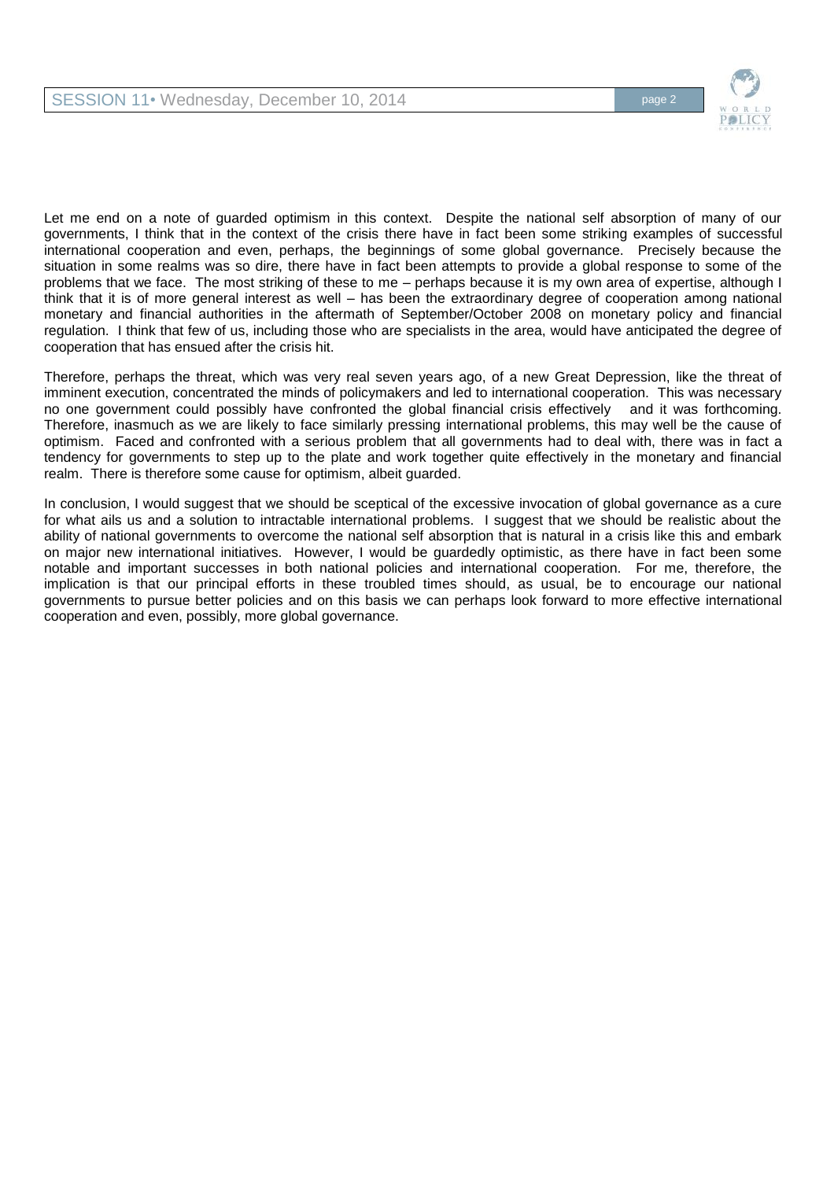Let me end on a note of guarded optimism in this context. Despite the national self absorption of many of our governments, I think that in the context of the crisis there have in fact been some striking examples of successful international cooperation and even, perhaps, the beginnings of some global governance. Precisely because the situation in some realms was so dire, there have in fact been attempts to provide a global response to some of the problems that we face. The most striking of these to me – perhaps because it is my own area of expertise, although I think that it is of more general interest as well – has been the extraordinary degree of cooperation among national monetary and financial authorities in the aftermath of September/October 2008 on monetary policy and financial regulation. I think that few of us, including those who are specialists in the area, would have anticipated the degree of cooperation that has ensued after the crisis hit.

Therefore, perhaps the threat, which was very real seven years ago, of a new Great Depression, like the threat of imminent execution, concentrated the minds of policymakers and led to international cooperation. This was necessary no one government could possibly have confronted the global financial crisis effectively and it was forthcoming. Therefore, inasmuch as we are likely to face similarly pressing international problems, this may well be the cause of optimism. Faced and confronted with a serious problem that all governments had to deal with, there was in fact a tendency for governments to step up to the plate and work together quite effectively in the monetary and financial realm. There is therefore some cause for optimism, albeit guarded.

In conclusion, I would suggest that we should be sceptical of the excessive invocation of global governance as a cure for what ails us and a solution to intractable international problems. I suggest that we should be realistic about the ability of national governments to overcome the national self absorption that is natural in a crisis like this and embark on major new international initiatives. However, I would be guardedly optimistic, as there have in fact been some notable and important successes in both national policies and international cooperation. For me, therefore, the implication is that our principal efforts in these troubled times should, as usual, be to encourage our national governments to pursue better policies and on this basis we can perhaps look forward to more effective international cooperation and even, possibly, more global governance.